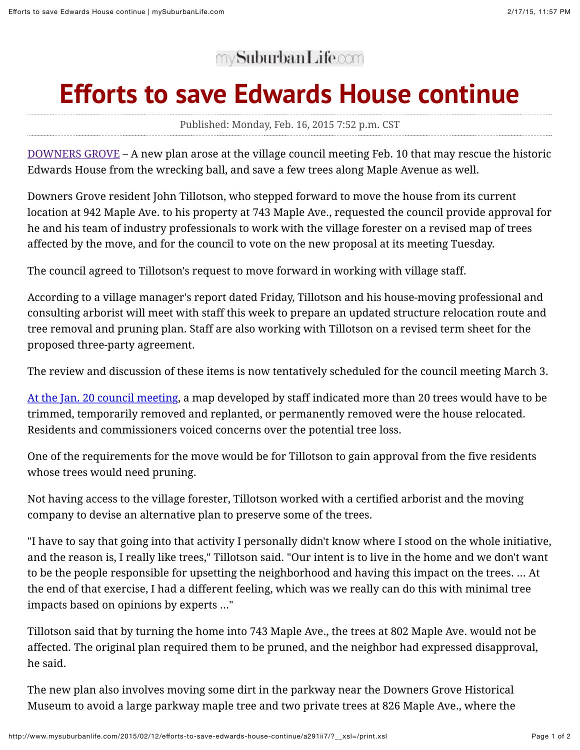mySuburbanLife.com

# Efforts to save Edwards House continue

Published: Monday, Feb. 16, 2015 7:52 p.m. CST

DOWNERS GROVE – A new plan arose at the village council meeting Feb. 10 that may rescue the historic Edwards House from the wrecking ball, and save a few trees along Maple Avenue as well.

Downers Grove resident John Tillotson, who stepped forward to move the house from its current location at 942 Maple Ave. to his property at 743 Maple Ave., requested the council provide approval for he and his team of industry professionals to work with the village forester on a revised map of trees affected by the move, and for the council to vote on the new proposal at its meeting Tuesday.

The council agreed to Tillotson's request to move forward in working with village staff.

According to a village manager's report dated Friday, Tillotson and his house-moving professional and consulting arborist will meet with staff this week to prepare an updated structure relocation route and tree removal and pruning plan. Staff are also working with Tillotson on a revised term sheet for the proposed three-party agreement.

The review and discussion of these items is now tentatively scheduled for the council meeting March 3.

At the Jan. 20 council meeting, a map developed by staff indicated more than 20 trees would have to be trimmed, temporarily removed and replanted, or permanently removed were the house relocated. Residents and commissioners voiced concerns over the potential tree loss.

One of the requirements for the move would be for Tillotson to gain approval from the five residents whose trees would need pruning.

Not having access to the village forester, Tillotson worked with a certified arborist and the moving company to devise an alternative plan to preserve some of the trees.

"I have to say that going into that activity I personally didn't know where I stood on the whole initiative, and the reason is, I really like trees," Tillotson said. "Our intent is to live in the home and we don't want to be the people responsible for upsetting the neighborhood and having this impact on the trees. ... At the end of that exercise, I had a different feeling, which was we really can do this with minimal tree impacts based on opinions by experts ..."

Tillotson said that by turning the home into 743 Maple Ave., the trees at 802 Maple Ave. would not be affected. The original plan required them to be pruned, and the neighbor had expressed disapproval, he said.

The new plan also involves moving some dirt in the parkway near the Downers Grove Historical Museum to avoid a large parkway maple tree and two private trees at 826 Maple Ave., where the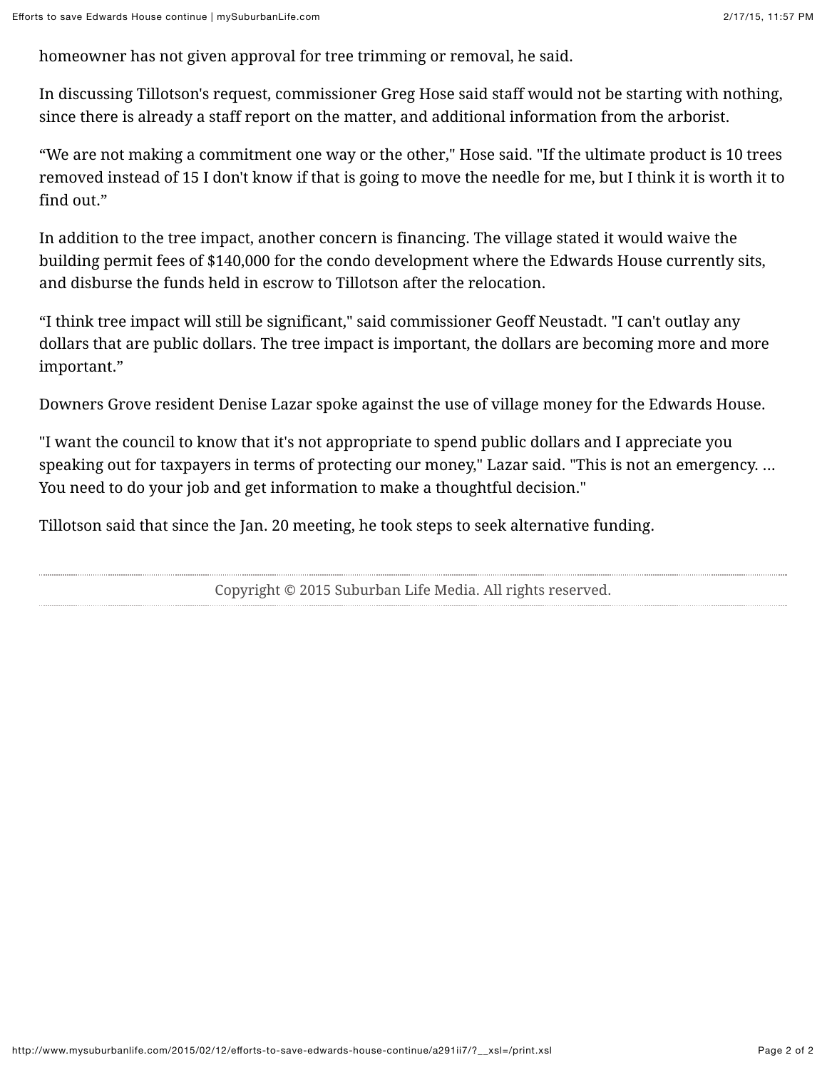homeowner has not given approval for tree trimming or removal, he said.

In discussing Tillotson's request, commissioner Greg Hose said staff would not be starting with nothing, since there is already a staff report on the matter, and additional information from the arborist.

“We are not making a commitment one way or the other," Hose said. "If the ultimate product is 10 trees removed instead of 15 I don't know if that is going to move the needle for me, but I think it is worth it to find out.”

In addition to the tree impact, another concern is financing. The village stated it would waive the building permit fees of $140,000 for the condo development where the Edwards House currently sits, and disburse the funds held in escrow to Tillotson after the relocation.

“I think tree impact will still be significant," said commissioner Geoff Neustadt. "I can't outlay any dollars that are public dollars. The tree impact is important, the dollars are becoming more and more important.”

Downers Grove resident Denise Lazar spoke against the use of village money for the Edwards House.

"I want the council to know that it's not appropriate to spend public dollars and I appreciate you speaking out for taxpayers in terms of protecting our money," Lazar said. "This is not an emergency. ... You need to do your job and get information to make a thoughtful decision."

Tillotson said that since the Jan. 20 meeting, he took steps to seek alternative funding.

---

Copyright © 2015 Suburban Life Media. All rights reserved.